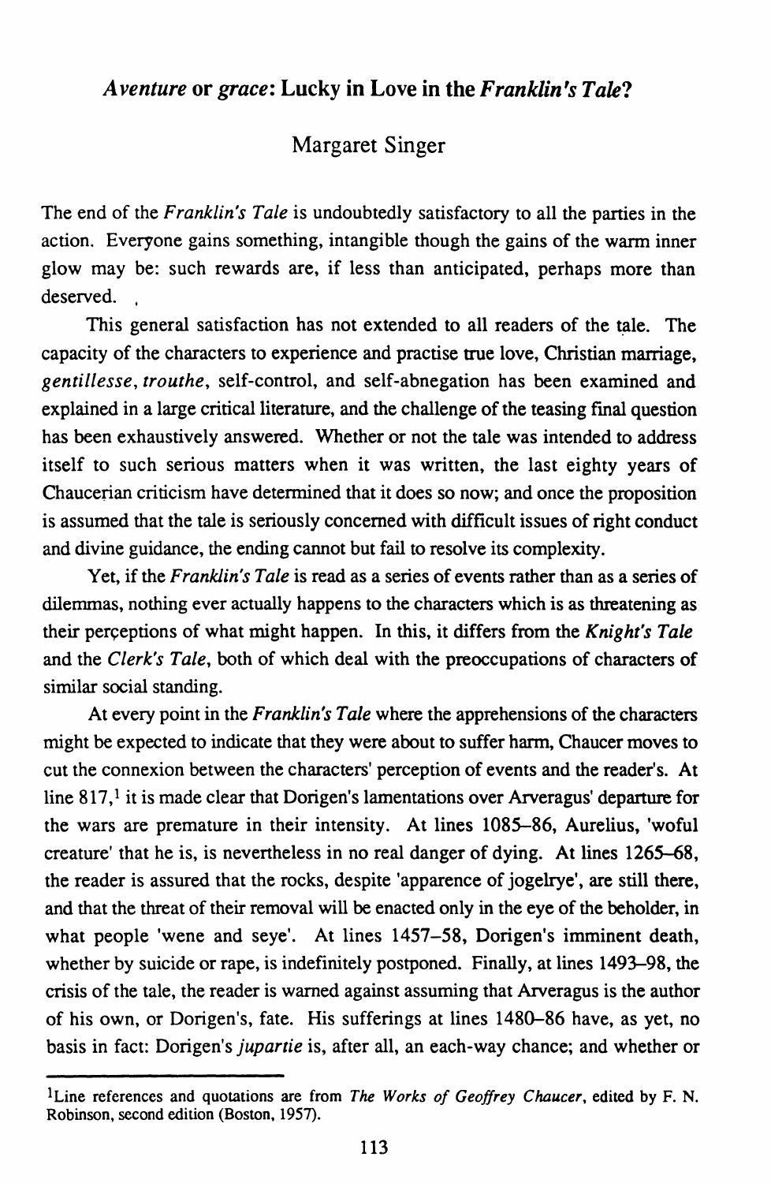# *Aventure* or *grace*: Lucky in Love in the *Franklin's Tale*?

Margaret Singer

The end of the *Franklin's Tale* is undoubtedly satisfactory to all the parties in the action. Everyone gains something, intangible though the gains of the warm inner glow may be: such rewards are, if less than anticipated, perhaps more than deserved.

This general satisfaction has not extended to all readers of the tale. The capacity of the characters to experience and practise true love, Christian marriage, *gentillesse*, *trouthe*, self-control, and self-abnegation has been examined and explained in a large critical literature, and the challenge of the teasing final question has been exhaustively answered. Whether or not the tale was intended to address itself to such serious matters when it was written, the last eighty years of Chaucerian criticism have determined that it does so now; and once the proposition is assumed that the tale is seriously concerned with difficult issues of right conduct and divine guidance, the ending cannot but fail to resolve its complexity.

Yet, if the *Franklin's Tale* is read as a series of events rather than as a series of dilemmas, nothing ever actually happens to the characters which is as threatening as their perçeptions of what might happen. In this, it differs from the *Knight's Tale* and the *Clerk's Tale*, both of which deal with the preoccupations of characters of similar social standing.

At every point in the *Franklin's Tale* where the apprehensions of the characters might be expected to indicate that they were about to suffer harm, Chaucer moves to cut the connexion between the characters' perception of events and the reader's. At line 817,[1] it is made clear that Dorigen's lamentations over Arveragus' departure for the wars are premature in their intensity. At lines 1085–86, Aurelius, 'woful creature' that he is, is nevertheless in no real danger of dying. At lines 1265–68, the reader is assured that the rocks, despite 'apparence of jogelrye', are still there, and that the threat of their removal will be enacted only in the eye of the beholder, in what people 'wene and seye'. At lines 1457–58, Dorigen's imminent death, whether by suicide or rape, is indefinitely postponed. Finally, at lines 1493–98, the crisis of the tale, the reader is warned against assuming that Arveragus is the author of his own, or Dorigen's, fate. His sufferings at lines 1480–86 have, as yet, no basis in fact: Dorigen's *jupartie* is, after all, an each-way chance; and whether or

---

[1] Line references and quotations are from *The Works of Geoffrey Chaucer*, edited by F. N. Robinson, second edition (Boston, 1957).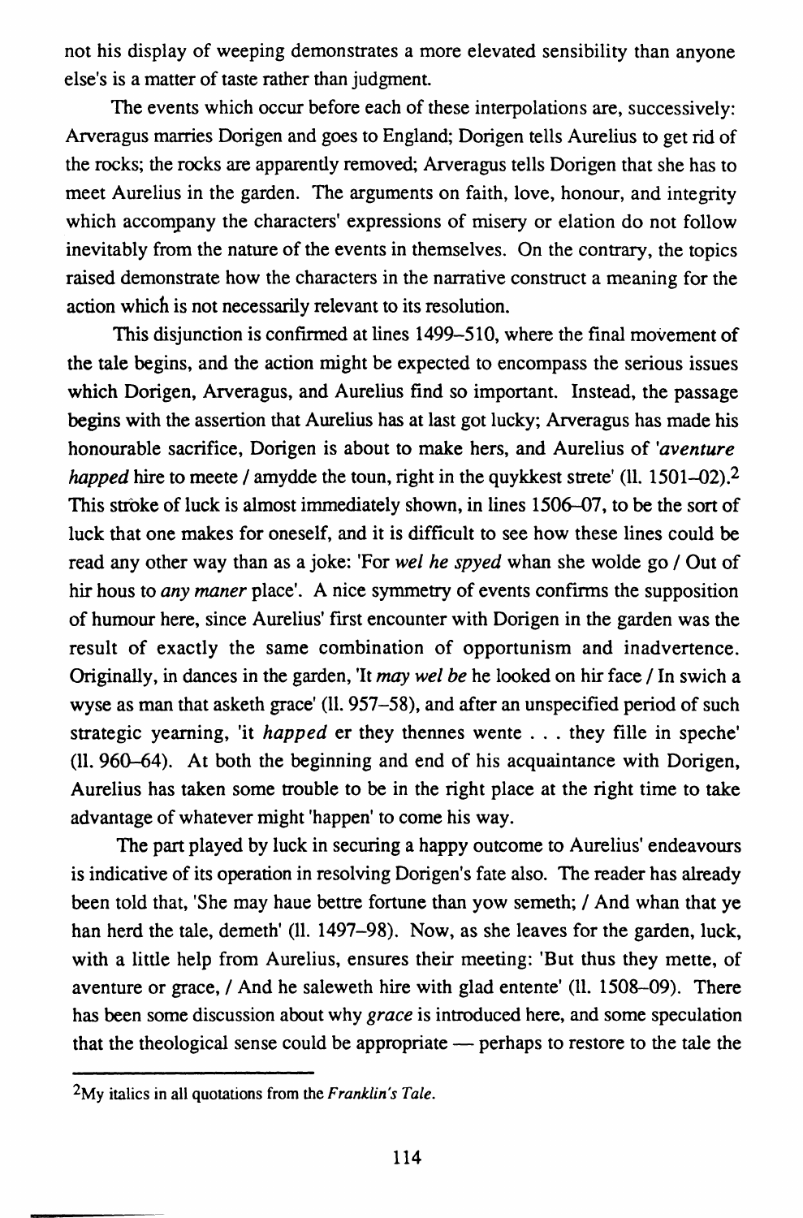not his display of weeping demonstrates a more elevated sensibility than anyone else's is a matter of taste rather than judgment.

The events which occur before each of these interpolations are, successively: Arveragus marries Dorigen and goes to England; Dorigen tells Aurelius to get rid of the rocks; the rocks are apparently removed; Arveragus tells Dorigen that she has to meet Aurelius in the garden. The arguments on faith, love, honour, and integrity which accompany the characters' expressions of misery or elation do not follow inevitably from the nature of the events in themselves. On the contrary, the topics raised demonstrate how the characters in the narrative construct a meaning for the action which is not necessarily relevant to its resolution.

This disjunction is confirmed at lines 1499–510, where the final movement of the tale begins, and the action might be expected to encompass the serious issues which Dorigen, Arveragus, and Aurelius find so important. Instead, the passage begins with the assertion that Aurelius has at last got lucky; Arveragus has made his honourable sacrifice, Dorigen is about to make hers, and Aurelius of '*aventure happed* hire to meete / amydde the toun, right in the quykkest strete' (ll. 1501–02).[2] This stroke of luck is almost immediately shown, in lines 1506–07, to be the sort of luck that one makes for oneself, and it is difficult to see how these lines could be read any other way than as a joke: 'For *wel he spyed* whan she wolde go / Out of hir hous to *any maner* place'. A nice symmetry of events confirms the supposition of humour here, since Aurelius' first encounter with Dorigen in the garden was the result of exactly the same combination of opportunism and inadvertence. Originally, in dances in the garden, 'It *may wel be* he looked on hir face / In swich a wyse as man that asketh grace' (ll. 957–58), and after an unspecified period of such strategic yearning, 'it *happed* er they thennes wente . . . they fille in speche' (ll. 960–64). At both the beginning and end of his acquaintance with Dorigen, Aurelius has taken some trouble to be in the right place at the right time to take advantage of whatever might 'happen' to come his way.

The part played by luck in securing a happy outcome to Aurelius' endeavours is indicative of its operation in resolving Dorigen's fate also. The reader has already been told that, 'She may haue bettre fortune than yow semeth; / And whan that ye han herd the tale, demeth' (ll. 1497–98). Now, as she leaves for the garden, luck, with a little help from Aurelius, ensures their meeting: 'But thus they mette, of aventure or grace, / And he saleweth hire with glad entente' (ll. 1508–09). There has been some discussion about why *grace* is introduced here, and some speculation that the theological sense could be appropriate — perhaps to restore to the tale the

[2]My italics in all quotations from the *Franklin's Tale*.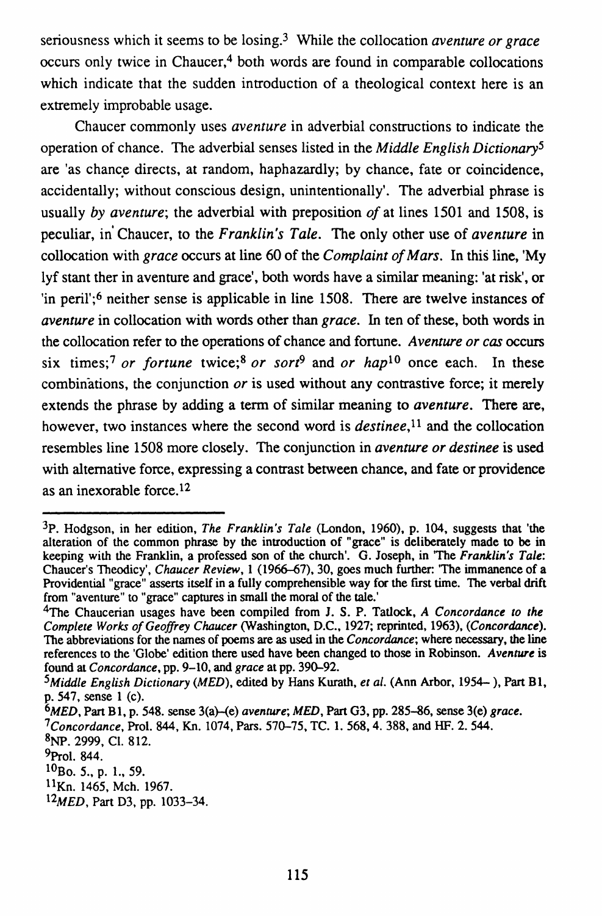seriousness which it seems to be losing.[3] While the collocation *aventure or grace* occurs only twice in Chaucer,[4] both words are found in comparable collocations which indicate that the sudden introduction of a theological context here is an extremely improbable usage.

Chaucer commonly uses *aventure* in adverbial constructions to indicate the operation of chance. The adverbial senses listed in the *Middle English Dictionary*[5] are 'as chance directs, at random, haphazardly; by chance, fate or coincidence, accidentally; without conscious design, unintentionally'. The adverbial phrase is usually *by aventure*; the adverbial with preposition *of* at lines 1501 and 1508, is peculiar, in Chaucer, to the *Franklin's Tale*. The only other use of *aventure* in collocation with *grace* occurs at line 60 of the *Complaint of Mars*. In this line, 'My lyf stant ther in aventure and grace', both words have a similar meaning: 'at risk', or 'in peril';[6] neither sense is applicable in line 1508. There are twelve instances of *aventure* in collocation with words other than *grace*. In ten of these, both words in the collocation refer to the operations of chance and fortune. *Aventure or cas* occurs six times;[7] *or fortune* twice;[8] *or sort*[9] and *or hap*[10] once each. In these combinations, the conjunction *or* is used without any contrastive force; it merely extends the phrase by adding a term of similar meaning to *aventure*. There are, however, two instances where the second word is *destinee*,[11] and the collocation resembles line 1508 more closely. The conjunction in *aventure or destinee* is used with alternative force, expressing a contrast between chance, and fate or providence as an inexorable force.[12]

---

[3]P. Hodgson, in her edition, *The Franklin's Tale* (London, 1960), p. 104, suggests that 'the alteration of the common phrase by the introduction of "grace" is deliberately made to be in keeping with the Franklin, a professed son of the church'. G. Joseph, in 'The *Franklin's Tale*: Chaucer's Theodicy', *Chaucer Review*, 1 (1966–67), 30, goes much further: 'The immanence of a Providential "grace" asserts itself in a fully comprehensible way for the first time. The verbal drift from "aventure" to "grace" captures in small the moral of the tale.'

[4]The Chaucerian usages have been compiled from J. S. P. Tatlock, *A Concordance to the Complete Works of Geoffrey Chaucer* (Washington, D.C., 1927; reprinted, 1963), (*Concordance*). The abbreviations for the names of poems are as used in the *Concordance*; where necessary, the line references to the 'Globe' edition there used have been changed to those in Robinson. *Aventure* is found at *Concordance*, pp. 9–10, and *grace* at pp. 390–92.

[5]*Middle English Dictionary* (*MED*), edited by Hans Kurath, *et al.* (Ann Arbor, 1954– ), Part B1, p. 547, sense 1 (c).

[6]*MED*, Part B1, p. 548. sense 3(a)–(e) *aventure*; *MED*, Part G3, pp. 285–86, sense 3(e) *grace*.

[7]*Concordance*, Prol. 844, Kn. 1074, Pars. 570–75, TC. 1. 568, 4. 388, and HF. 2. 544.

[8]NP. 2999, Cl. 812.

[9]Prol. 844.

[10]Bo. 5., p. 1., 59.

[11]Kn. 1465, Mch. 1967.

[12]*MED*, Part D3, pp. 1033–34.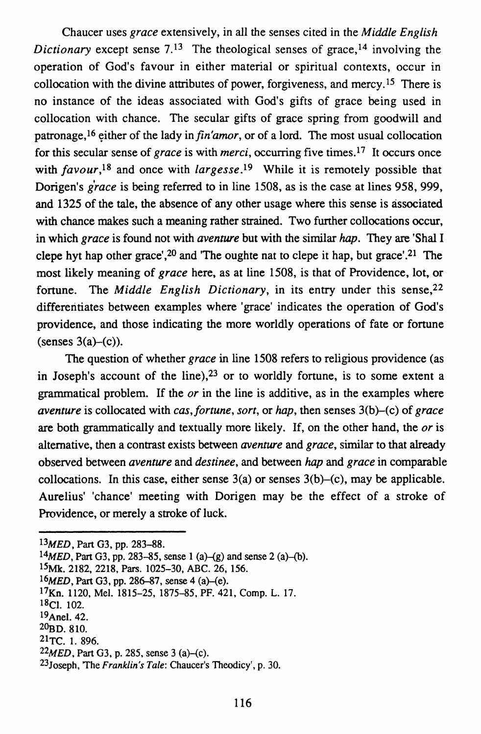Chaucer uses *grace* extensively, in all the senses cited in the *Middle English Dictionary* except sense 7.[13] The theological senses of grace,[14] involving the operation of God's favour in either material or spiritual contexts, occur in collocation with the divine attributes of power, forgiveness, and mercy.[15] There is no instance of the ideas associated with God's gifts of grace being used in collocation with chance. The secular gifts of grace spring from goodwill and patronage,[16] either of the lady in *fin'amor*, or of a lord. The most usual collocation for this secular sense of *grace* is with *merci*, occurring five times.[17] It occurs once with *favour*,[18] and once with *largesse*.[19] While it is remotely possible that Dorigen's *grace* is being referred to in line 1508, as is the case at lines 958, 999, and 1325 of the tale, the absence of any other usage where this sense is associated with chance makes such a meaning rather strained. Two further collocations occur, in which *grace* is found not with *aventure* but with the similar *hap*. They are 'Shal I clepe hyt hap other grace',[20] and 'The oughte nat to clepe it hap, but grace'.[21] The most likely meaning of *grace* here, as at line 1508, is that of Providence, lot, or fortune. The *Middle English Dictionary*, in its entry under this sense,[22] differentiates between examples where 'grace' indicates the operation of God's providence, and those indicating the more worldly operations of fate or fortune (senses 3(a)–(c)).

The question of whether *grace* in line 1508 refers to religious providence (as in Joseph's account of the line),[23] or to worldly fortune, is to some extent a grammatical problem. If the *or* in the line is additive, as in the examples where *aventure* is collocated with *cas*, *fortune*, *sort*, or *hap*, then senses 3(b)–(c) of *grace* are both grammatically and textually more likely. If, on the other hand, the *or* is alternative, then a contrast exists between *aventure* and *grace*, similar to that already observed between *aventure* and *destinee*, and between *hap* and *grace* in comparable collocations. In this case, either sense 3(a) or senses 3(b)–(c), may be applicable. Aurelius' 'chance' meeting with Dorigen may be the effect of a stroke of Providence, or merely a stroke of luck.

---

[13]*MED*, Part G3, pp. 283–88.

[14]*MED*, Part G3, pp. 283–85, sense 1 (a)–(g) and sense 2 (a)–(b).

[15]Mk. 2182, 2218, Pars. 1025–30, ABC. 26, 156.

[16]*MED*, Part G3, pp. 286–87, sense 4 (a)–(e).

[17]Kn. 1120, Mel. 1815–25, 1875–85, PF. 421, Comp. L. 17.

[18]Cl. 102.

[19]Anel. 42.

[20]BD. 810.

[21]TC. 1. 896.

[22]*MED*, Part G3, p. 285, sense 3 (a)–(c).

[23]Joseph, 'The *Franklin's Tale*: Chaucer's Theodicy', p. 30.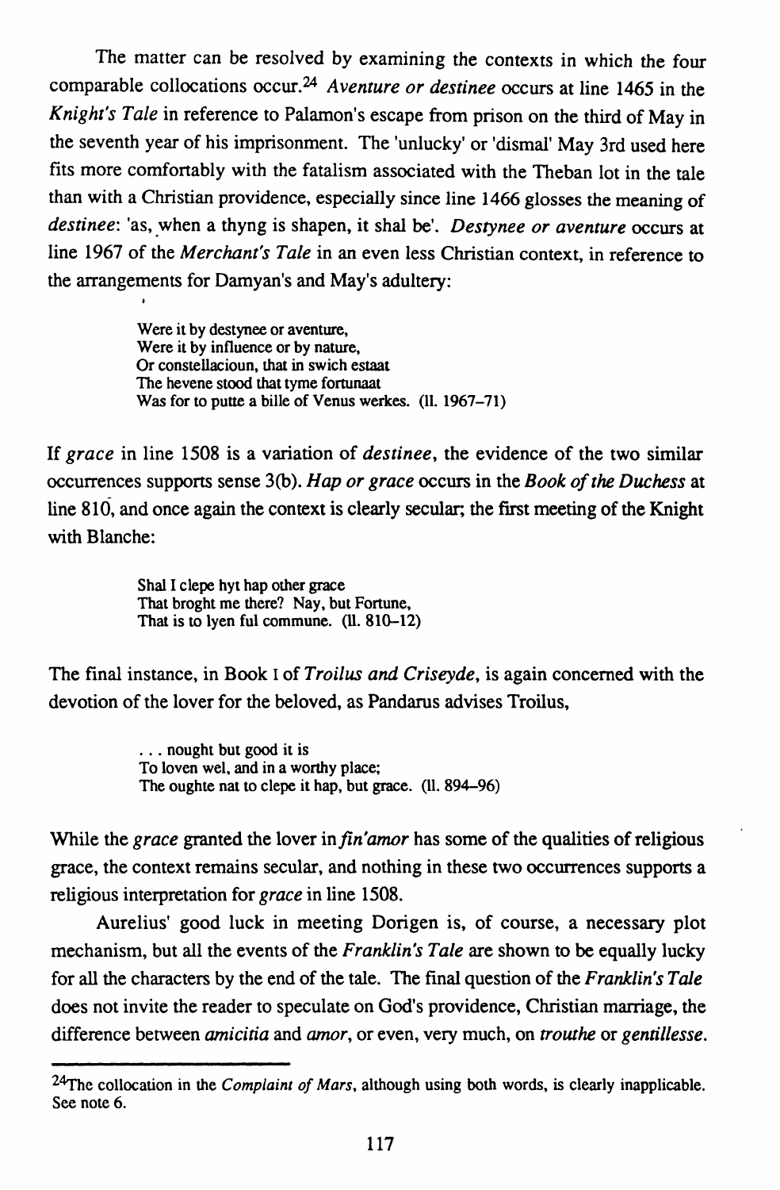The matter can be resolved by examining the contexts in which the four comparable collocations occur.[24] *Aventure or destinee* occurs at line 1465 in the *Knight's Tale* in reference to Palamon's escape from prison on the third of May in the seventh year of his imprisonment. The 'unlucky' or 'dismal' May 3rd used here fits more comfortably with the fatalism associated with the Theban lot in the tale than with a Christian providence, especially since line 1466 glosses the meaning of *destinee*: 'as, when a thyng is shapen, it shal be'. *Destynee or aventure* occurs at line 1967 of the *Merchant's Tale* in an even less Christian context, in reference to the arrangements for Damyan's and May's adultery:

> Were it by destynee or aventure,
> Were it by influence or by nature,
> Or constellacioun, that in swich estaat
> The hevene stood that tyme fortunaat
> Was for to putte a bille of Venus werkes. (ll. 1967–71)

If *grace* in line 1508 is a variation of *destinee*, the evidence of the two similar occurrences supports sense 3(b). *Hap or grace* occurs in the *Book of the Duchess* at line 810, and once again the context is clearly secular; the first meeting of the Knight with Blanche:

> Shal I clepe hyt hap other grace
> That broght me there? Nay, but Fortune,
> That is to lyen ful commune. (ll. 810–12)

The final instance, in Book I of *Troilus and Criseyde*, is again concerned with the devotion of the lover for the beloved, as Pandarus advises Troilus,

> . . . nought but good it is
> To loven wel, and in a worthy place;
> The oughte nat to clepe it hap, but grace. (ll. 894–96)

While the *grace* granted the lover in *fin'amor* has some of the qualities of religious grace, the context remains secular, and nothing in these two occurrences supports a religious interpretation for *grace* in line 1508.

Aurelius' good luck in meeting Dorigen is, of course, a necessary plot mechanism, but all the events of the *Franklin's Tale* are shown to be equally lucky for all the characters by the end of the tale. The final question of the *Franklin's Tale* does not invite the reader to speculate on God's providence, Christian marriage, the difference between *amicitia* and *amor*, or even, very much, on *trouthe* or *gentillesse*.

---

[24] The collocation in the *Complaint of Mars*, although using both words, is clearly inapplicable. See note 6.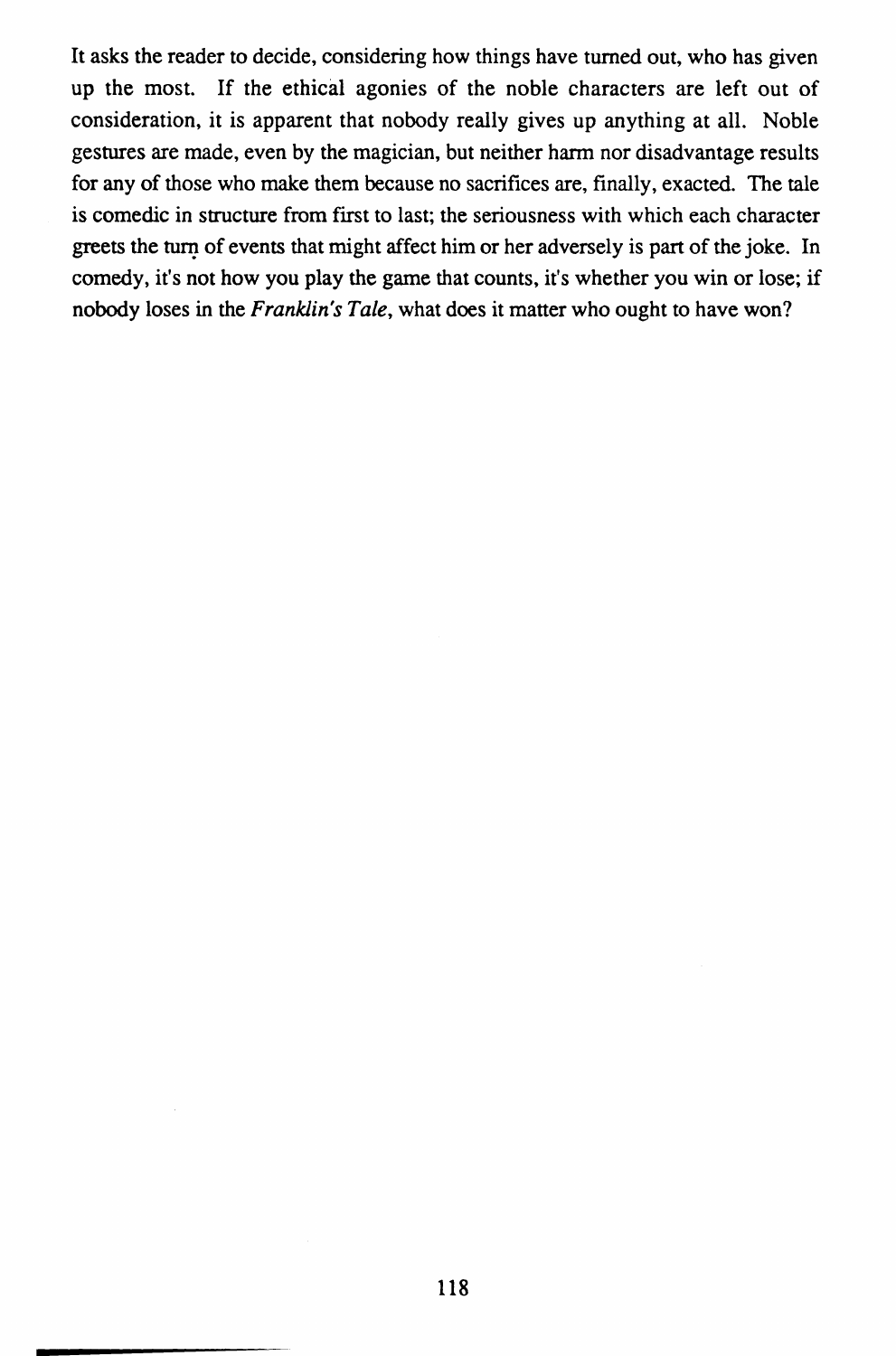It asks the reader to decide, considering how things have turned out, who has given up the most. If the ethical agonies of the noble characters are left out of consideration, it is apparent that nobody really gives up anything at all. Noble gestures are made, even by the magician, but neither harm nor disadvantage results for any of those who make them because no sacrifices are, finally, exacted. The tale is comedic in structure from first to last; the seriousness with which each character greets the turn of events that might affect him or her adversely is part of the joke. In comedy, it's not how you play the game that counts, it's whether you win or lose; if nobody loses in the *Franklin's Tale*, what does it matter who ought to have won?